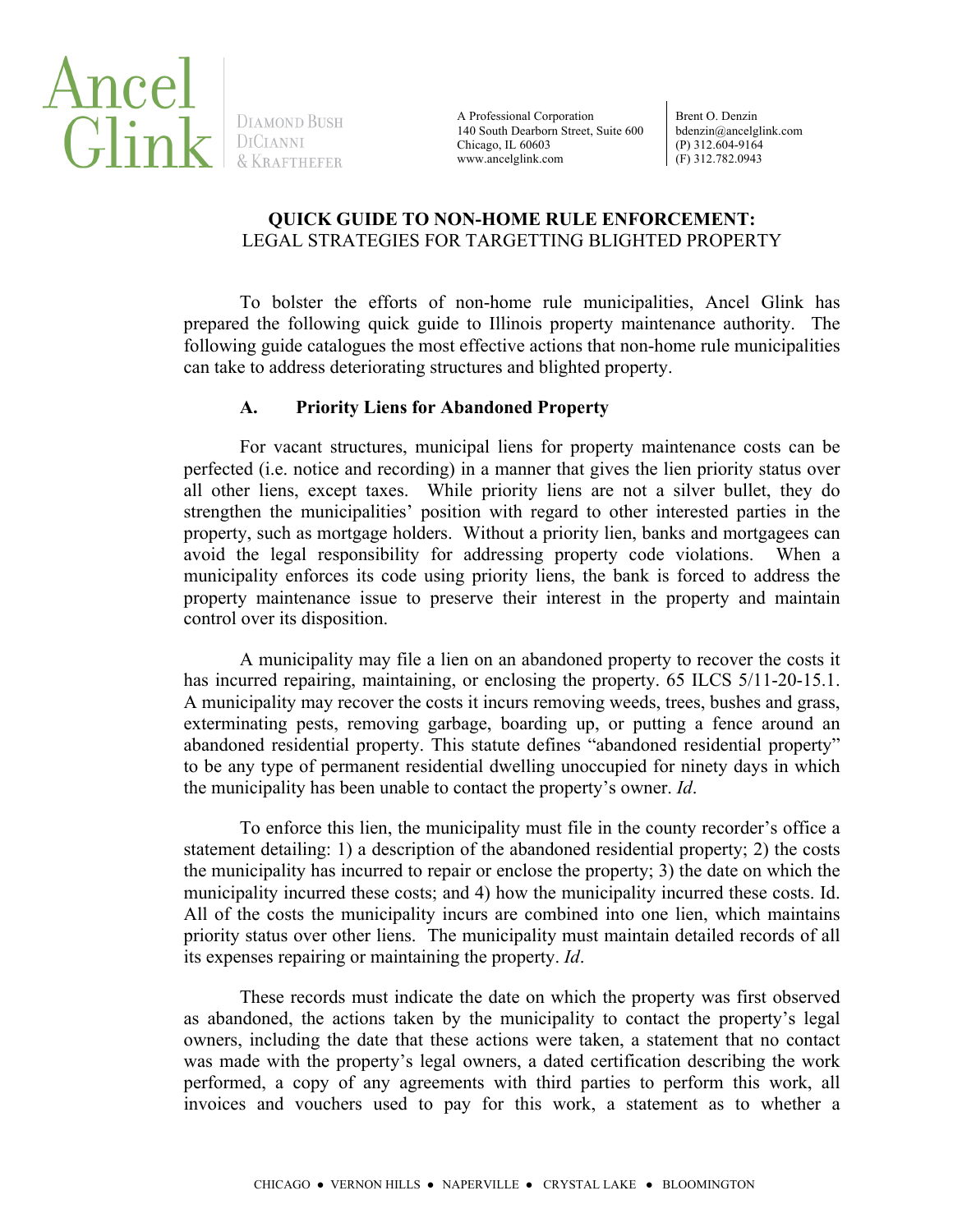Ancel Glink
Diamond Bush DiCianni & Krafthefer

A Professional Corporation
140 South Dearborn Street, Suite 600
Chicago, IL 60603
www.ancelglink.com

Brent O. Denzin
bdenzin@ancelglink.com
(P) 312.604-9164
(F) 312.782.0943

# QUICK GUIDE TO NON-HOME RULE ENFORCEMENT:
## LEGAL STRATEGIES FOR TARGETTING BLIGHTED PROPERTY

To bolster the efforts of non-home rule municipalities, Ancel Glink has prepared the following quick guide to Illinois property maintenance authority. The following guide catalogues the most effective actions that non-home rule municipalities can take to address deteriorating structures and blighted property.

### A. Priority Liens for Abandoned Property

For vacant structures, municipal liens for property maintenance costs can be perfected (i.e. notice and recording) in a manner that gives the lien priority status over all other liens, except taxes. While priority liens are not a silver bullet, they do strengthen the municipalities' position with regard to other interested parties in the property, such as mortgage holders. Without a priority lien, banks and mortgagees can avoid the legal responsibility for addressing property code violations. When a municipality enforces its code using priority liens, the bank is forced to address the property maintenance issue to preserve their interest in the property and maintain control over its disposition.

A municipality may file a lien on an abandoned property to recover the costs it has incurred repairing, maintaining, or enclosing the property. 65 ILCS 5/11-20-15.1. A municipality may recover the costs it incurs removing weeds, trees, bushes and grass, exterminating pests, removing garbage, boarding up, or putting a fence around an abandoned residential property. This statute defines "abandoned residential property" to be any type of permanent residential dwelling unoccupied for ninety days in which the municipality has been unable to contact the property's owner. *Id*.

To enforce this lien, the municipality must file in the county recorder's office a statement detailing: 1) a description of the abandoned residential property; 2) the costs the municipality has incurred to repair or enclose the property; 3) the date on which the municipality incurred these costs; and 4) how the municipality incurred these costs. Id. All of the costs the municipality incurs are combined into one lien, which maintains priority status over other liens. The municipality must maintain detailed records of all its expenses repairing or maintaining the property. *Id*.

These records must indicate the date on which the property was first observed as abandoned, the actions taken by the municipality to contact the property's legal owners, including the date that these actions were taken, a statement that no contact was made with the property's legal owners, a dated certification describing the work performed, a copy of any agreements with third parties to perform this work, all invoices and vouchers used to pay for this work, a statement as to whether a

CHICAGO ● VERNON HILLS ● NAPERVILLE ● CRYSTAL LAKE ● BLOOMINGTON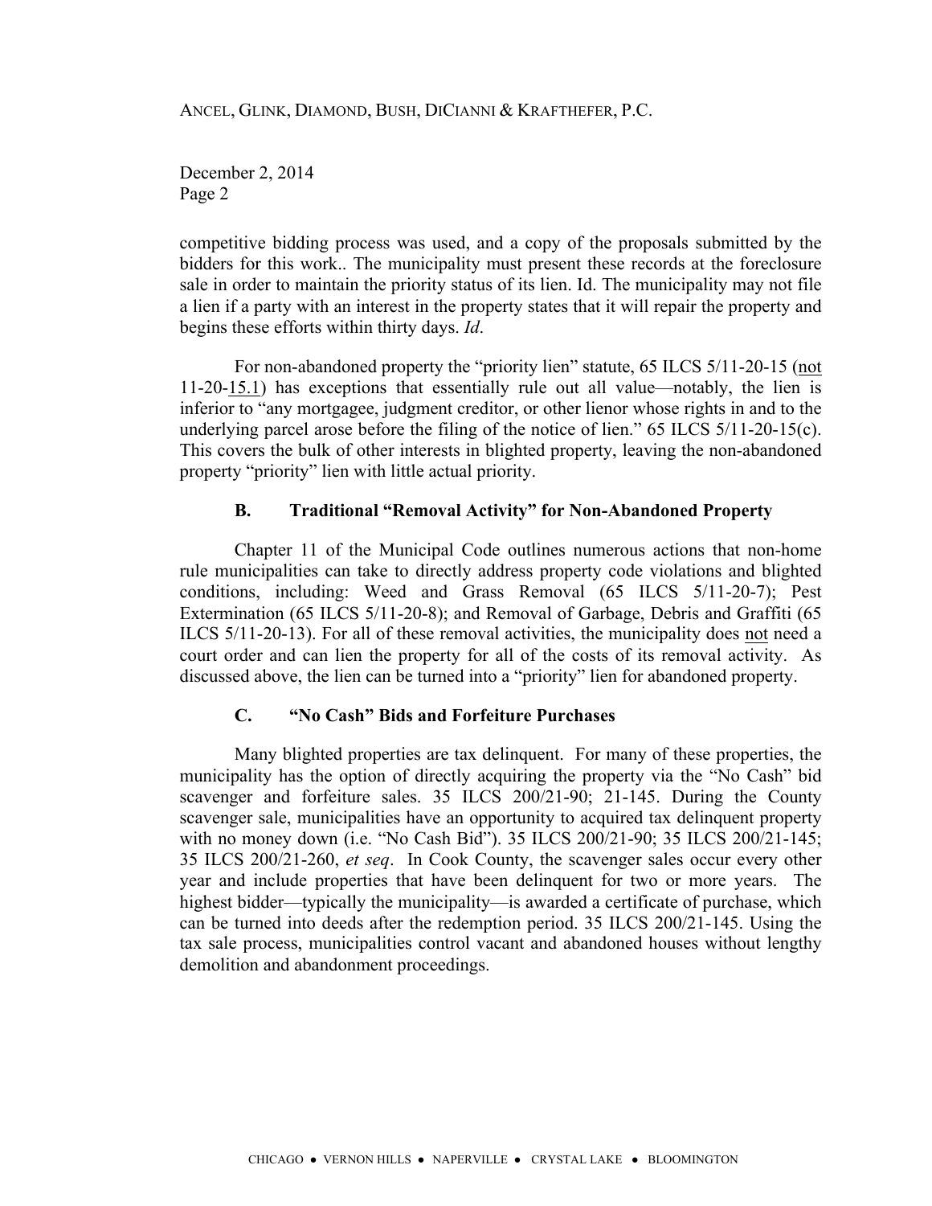competitive bidding process was used, and a copy of the proposals submitted by the bidders for this work.. The municipality must present these records at the foreclosure sale in order to maintain the priority status of its lien. Id. The municipality may not file a lien if a party with an interest in the property states that it will repair the property and begins these efforts within thirty days. *Id*.

For non-abandoned property the "priority lien" statute, 65 ILCS 5/11-20-15 (<u>not</u> 11-20-<u>15.1</u>) has exceptions that essentially rule out all value—notably, the lien is inferior to "any mortgagee, judgment creditor, or other lienor whose rights in and to the underlying parcel arose before the filing of the notice of lien." 65 ILCS 5/11-20-15(c). This covers the bulk of other interests in blighted property, leaving the non-abandoned property "priority" lien with little actual priority.

### B. Traditional "Removal Activity" for Non-Abandoned Property

Chapter 11 of the Municipal Code outlines numerous actions that non-home rule municipalities can take to directly address property code violations and blighted conditions, including: Weed and Grass Removal (65 ILCS 5/11-20-7); Pest Extermination (65 ILCS 5/11-20-8); and Removal of Garbage, Debris and Graffiti (65 ILCS 5/11-20-13). For all of these removal activities, the municipality does <u>not</u> need a court order and can lien the property for all of the costs of its removal activity. As discussed above, the lien can be turned into a "priority" lien for abandoned property.

### C. "No Cash" Bids and Forfeiture Purchases

Many blighted properties are tax delinquent. For many of these properties, the municipality has the option of directly acquiring the property via the "No Cash" bid scavenger and forfeiture sales. 35 ILCS 200/21-90; 21-145. During the County scavenger sale, municipalities have an opportunity to acquired tax delinquent property with no money down (i.e. "No Cash Bid"). 35 ILCS 200/21-90; 35 ILCS 200/21-145; 35 ILCS 200/21-260, *et seq*. In Cook County, the scavenger sales occur every other year and include properties that have been delinquent for two or more years. The highest bidder—typically the municipality—is awarded a certificate of purchase, which can be turned into deeds after the redemption period. 35 ILCS 200/21-145. Using the tax sale process, municipalities control vacant and abandoned houses without lengthy demolition and abandonment proceedings.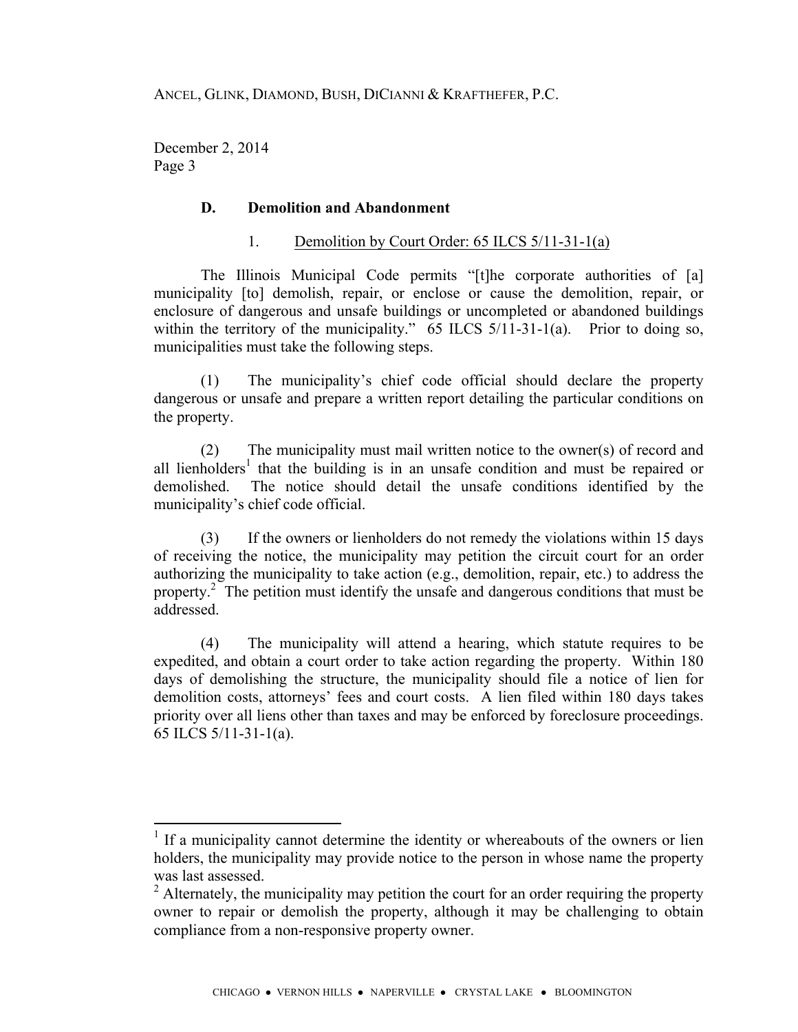### D. Demolition and Abandonment

#### 1. Demolition by Court Order: 65 ILCS 5/11-31-1(a)

The Illinois Municipal Code permits "[t]he corporate authorities of [a] municipality [to] demolish, repair, or enclose or cause the demolition, repair, or enclosure of dangerous and unsafe buildings or uncompleted or abandoned buildings within the territory of the municipality." 65 ILCS 5/11-31-1(a). Prior to doing so, municipalities must take the following steps.

(1) The municipality's chief code official should declare the property dangerous or unsafe and prepare a written report detailing the particular conditions on the property.

(2) The municipality must mail written notice to the owner(s) of record and all lienholders[1] that the building is in an unsafe condition and must be repaired or demolished. The notice should detail the unsafe conditions identified by the municipality's chief code official.

(3) If the owners or lienholders do not remedy the violations within 15 days of receiving the notice, the municipality may petition the circuit court for an order authorizing the municipality to take action (e.g., demolition, repair, etc.) to address the property.[2] The petition must identify the unsafe and dangerous conditions that must be addressed.

(4) The municipality will attend a hearing, which statute requires to be expedited, and obtain a court order to take action regarding the property. Within 180 days of demolishing the structure, the municipality should file a notice of lien for demolition costs, attorneys' fees and court costs. A lien filed within 180 days takes priority over all liens other than taxes and may be enforced by foreclosure proceedings. 65 ILCS 5/11-31-1(a).

---

[1] If a municipality cannot determine the identity or whereabouts of the owners or lien holders, the municipality may provide notice to the person in whose name the property was last assessed.

[2] Alternately, the municipality may petition the court for an order requiring the property owner to repair or demolish the property, although it may be challenging to obtain compliance from a non-responsive property owner.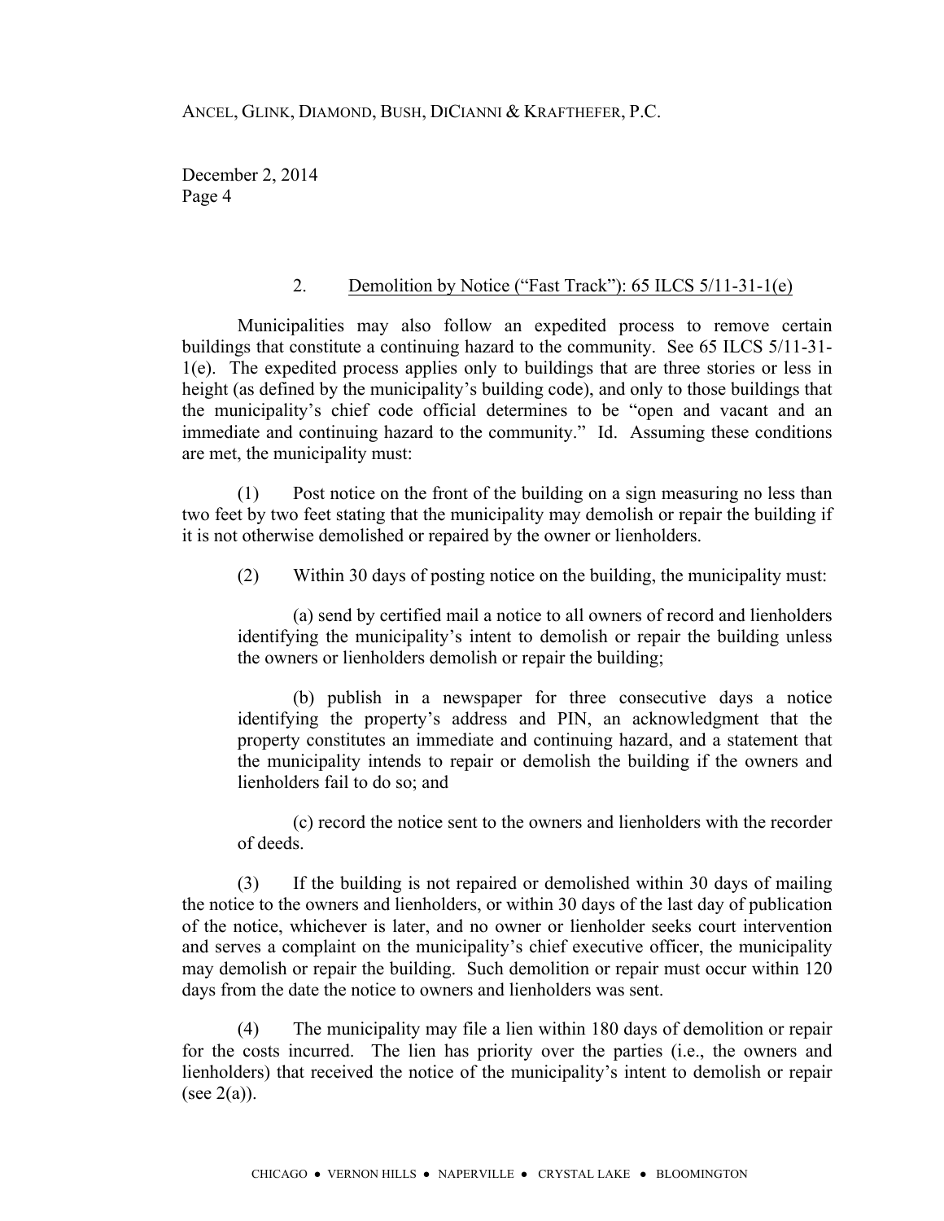## 2. Demolition by Notice ("Fast Track"): 65 ILCS 5/11-31-1(e)

Municipalities may also follow an expedited process to remove certain buildings that constitute a continuing hazard to the community. See 65 ILCS 5/11-31-1(e). The expedited process applies only to buildings that are three stories or less in height (as defined by the municipality's building code), and only to those buildings that the municipality's chief code official determines to be "open and vacant and an immediate and continuing hazard to the community." Id. Assuming these conditions are met, the municipality must:

(1) Post notice on the front of the building on a sign measuring no less than two feet by two feet stating that the municipality may demolish or repair the building if it is not otherwise demolished or repaired by the owner or lienholders.

(2) Within 30 days of posting notice on the building, the municipality must:

> (a) send by certified mail a notice to all owners of record and lienholders identifying the municipality's intent to demolish or repair the building unless the owners or lienholders demolish or repair the building;
>
> (b) publish in a newspaper for three consecutive days a notice identifying the property's address and PIN, an acknowledgment that the property constitutes an immediate and continuing hazard, and a statement that the municipality intends to repair or demolish the building if the owners and lienholders fail to do so; and
>
> (c) record the notice sent to the owners and lienholders with the recorder of deeds.

(3) If the building is not repaired or demolished within 30 days of mailing the notice to the owners and lienholders, or within 30 days of the last day of publication of the notice, whichever is later, and no owner or lienholder seeks court intervention and serves a complaint on the municipality's chief executive officer, the municipality may demolish or repair the building. Such demolition or repair must occur within 120 days from the date the notice to owners and lienholders was sent.

(4) The municipality may file a lien within 180 days of demolition or repair for the costs incurred. The lien has priority over the parties (i.e., the owners and lienholders) that received the notice of the municipality's intent to demolish or repair (see 2(a)).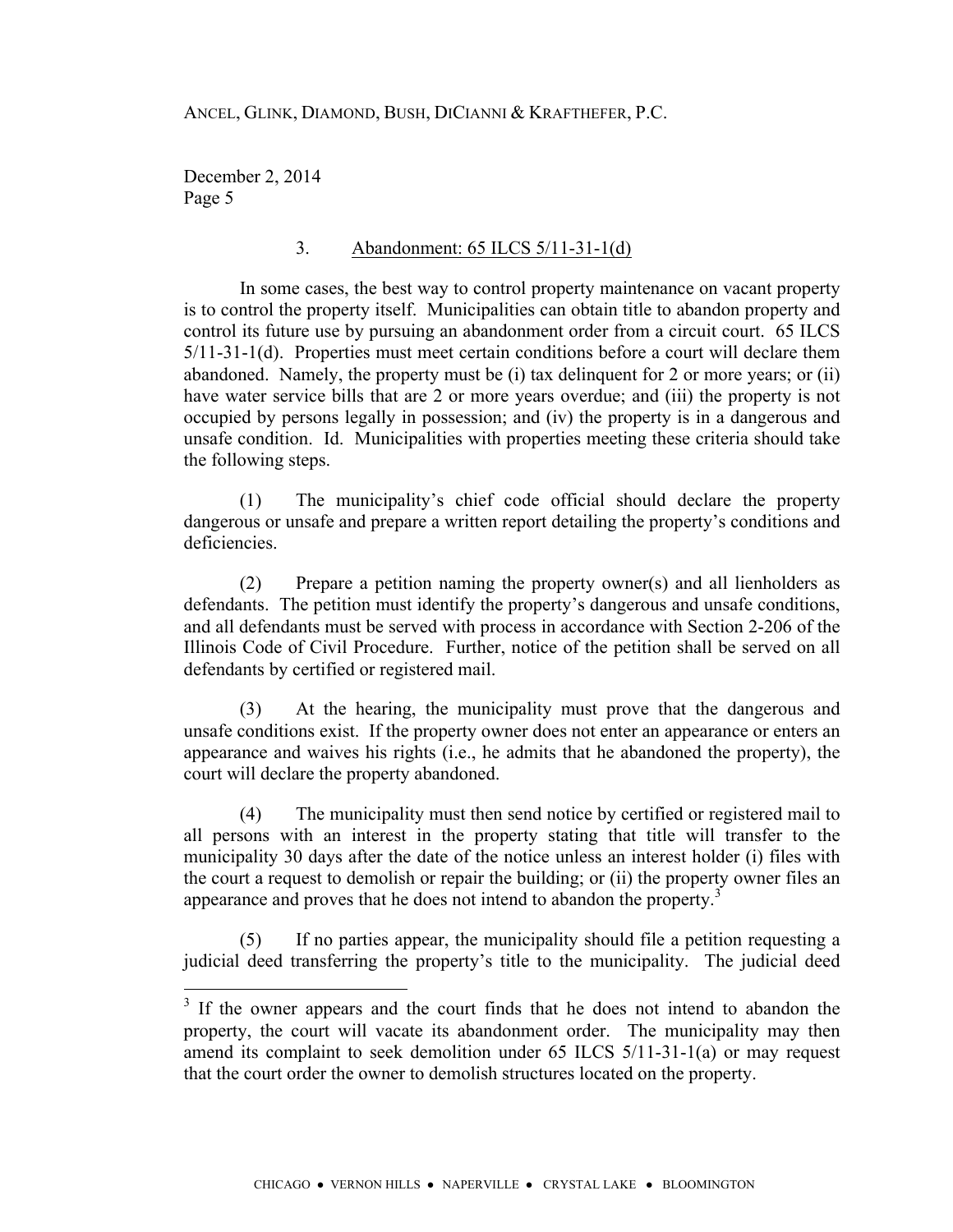### 3. Abandonment: 65 ILCS 5/11-31-1(d)

In some cases, the best way to control property maintenance on vacant property is to control the property itself. Municipalities can obtain title to abandon property and control its future use by pursuing an abandonment order from a circuit court. 65 ILCS 5/11-31-1(d). Properties must meet certain conditions before a court will declare them abandoned. Namely, the property must be (i) tax delinquent for 2 or more years; or (ii) have water service bills that are 2 or more years overdue; and (iii) the property is not occupied by persons legally in possession; and (iv) the property is in a dangerous and unsafe condition. Id. Municipalities with properties meeting these criteria should take the following steps.

(1) The municipality's chief code official should declare the property dangerous or unsafe and prepare a written report detailing the property's conditions and deficiencies.

(2) Prepare a petition naming the property owner(s) and all lienholders as defendants. The petition must identify the property's dangerous and unsafe conditions, and all defendants must be served with process in accordance with Section 2-206 of the Illinois Code of Civil Procedure. Further, notice of the petition shall be served on all defendants by certified or registered mail.

(3) At the hearing, the municipality must prove that the dangerous and unsafe conditions exist. If the property owner does not enter an appearance or enters an appearance and waives his rights (i.e., he admits that he abandoned the property), the court will declare the property abandoned.

(4) The municipality must then send notice by certified or registered mail to all persons with an interest in the property stating that title will transfer to the municipality 30 days after the date of the notice unless an interest holder (i) files with the court a request to demolish or repair the building; or (ii) the property owner files an appearance and proves that he does not intend to abandon the property.[3]

(5) If no parties appear, the municipality should file a petition requesting a judicial deed transferring the property's title to the municipality. The judicial deed

---

[3] If the owner appears and the court finds that he does not intend to abandon the property, the court will vacate its abandonment order. The municipality may then amend its complaint to seek demolition under 65 ILCS 5/11-31-1(a) or may request that the court order the owner to demolish structures located on the property.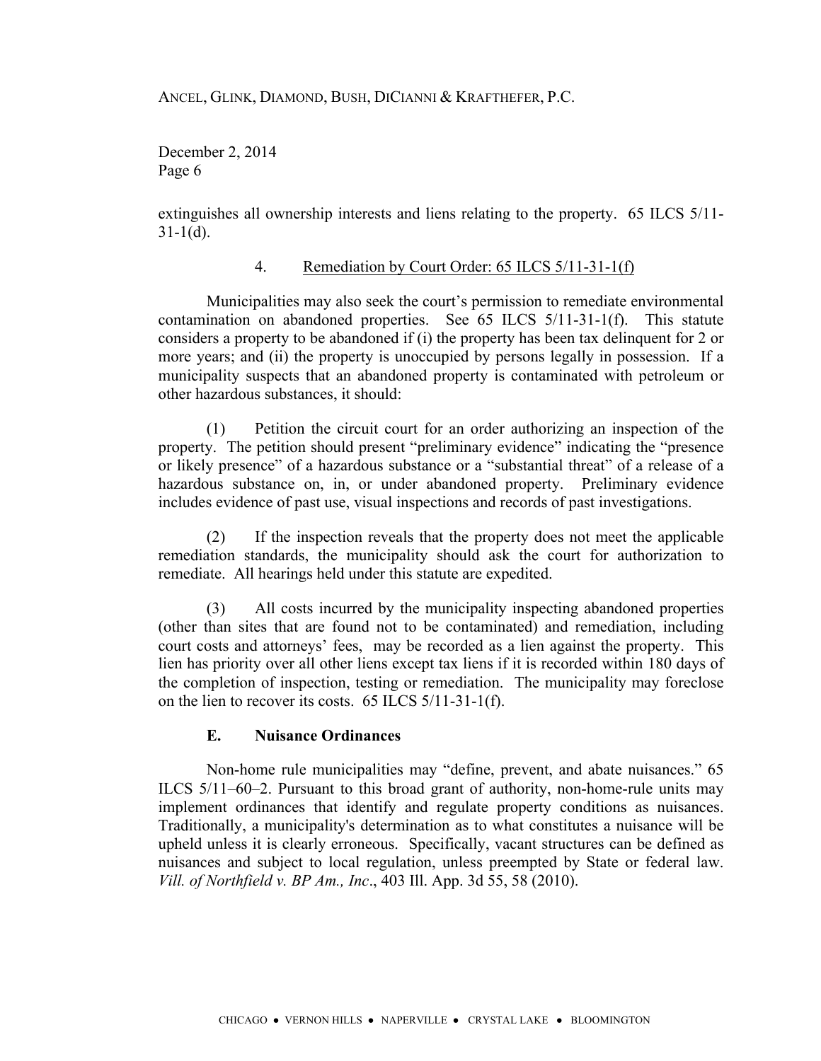extinguishes all ownership interests and liens relating to the property. 65 ILCS 5/11-31-1(d).

#### 4. Remediation by Court Order: 65 ILCS 5/11-31-1(f)

Municipalities may also seek the court's permission to remediate environmental contamination on abandoned properties. See 65 ILCS 5/11-31-1(f). This statute considers a property to be abandoned if (i) the property has been tax delinquent for 2 or more years; and (ii) the property is unoccupied by persons legally in possession. If a municipality suspects that an abandoned property is contaminated with petroleum or other hazardous substances, it should:

(1) Petition the circuit court for an order authorizing an inspection of the property. The petition should present "preliminary evidence" indicating the "presence or likely presence" of a hazardous substance or a "substantial threat" of a release of a hazardous substance on, in, or under abandoned property. Preliminary evidence includes evidence of past use, visual inspections and records of past investigations.

(2) If the inspection reveals that the property does not meet the applicable remediation standards, the municipality should ask the court for authorization to remediate. All hearings held under this statute are expedited.

(3) All costs incurred by the municipality inspecting abandoned properties (other than sites that are found not to be contaminated) and remediation, including court costs and attorneys' fees, may be recorded as a lien against the property. This lien has priority over all other liens except tax liens if it is recorded within 180 days of the completion of inspection, testing or remediation. The municipality may foreclose on the lien to recover its costs. 65 ILCS 5/11-31-1(f).

### E. Nuisance Ordinances

Non-home rule municipalities may "define, prevent, and abate nuisances." 65 ILCS 5/11–60–2. Pursuant to this broad grant of authority, non-home-rule units may implement ordinances that identify and regulate property conditions as nuisances. Traditionally, a municipality's determination as to what constitutes a nuisance will be upheld unless it is clearly erroneous. Specifically, vacant structures can be defined as nuisances and subject to local regulation, unless preempted by State or federal law. *Vill. of Northfield v. BP Am., Inc*., 403 Ill. App. 3d 55, 58 (2010).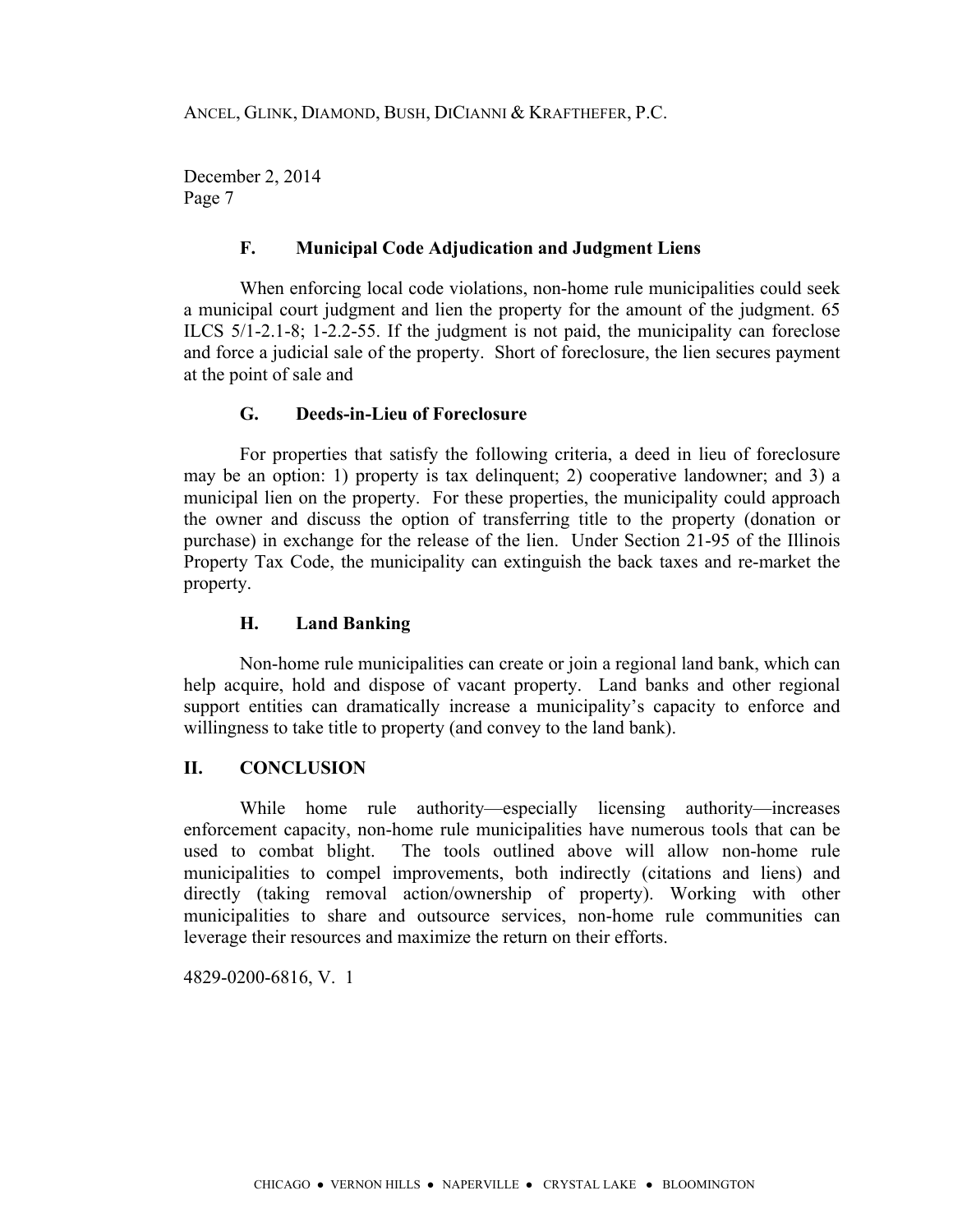### F. Municipal Code Adjudication and Judgment Liens

When enforcing local code violations, non-home rule municipalities could seek a municipal court judgment and lien the property for the amount of the judgment. 65 ILCS 5/1-2.1-8; 1-2.2-55. If the judgment is not paid, the municipality can foreclose and force a judicial sale of the property. Short of foreclosure, the lien secures payment at the point of sale and

### G. Deeds-in-Lieu of Foreclosure

For properties that satisfy the following criteria, a deed in lieu of foreclosure may be an option: 1) property is tax delinquent; 2) cooperative landowner; and 3) a municipal lien on the property. For these properties, the municipality could approach the owner and discuss the option of transferring title to the property (donation or purchase) in exchange for the release of the lien. Under Section 21-95 of the Illinois Property Tax Code, the municipality can extinguish the back taxes and re-market the property.

### H. Land Banking

Non-home rule municipalities can create or join a regional land bank, which can help acquire, hold and dispose of vacant property. Land banks and other regional support entities can dramatically increase a municipality's capacity to enforce and willingness to take title to property (and convey to the land bank).

## II. CONCLUSION

While home rule authority—especially licensing authority—increases enforcement capacity, non-home rule municipalities have numerous tools that can be used to combat blight. The tools outlined above will allow non-home rule municipalities to compel improvements, both indirectly (citations and liens) and directly (taking removal action/ownership of property). Working with other municipalities to share and outsource services, non-home rule communities can leverage their resources and maximize the return on their efforts.

4829-0200-6816, V. 1